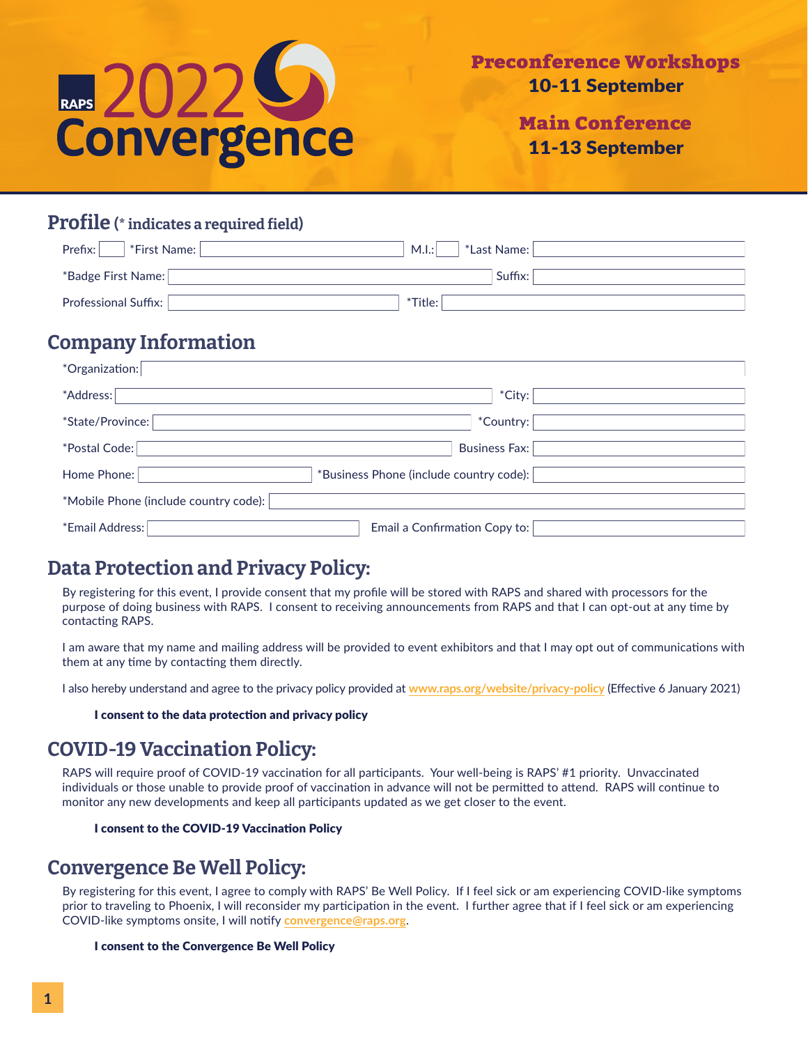# RAPS 2022 Convergence

**Preconference Workshops**
**10-11 September**

**Main Conference**
**11-13 September**

## Profile (* indicates a required field)

Prefix: ____ *First Name: ____ M.I.: ____ *Last Name: ____

*Badge First Name: ____ Suffix: ____

Professional Suffix: ____ *Title: ____

## Company Information

*Organization: ____

*Address: ____ *City: ____

*State/Province: ____ *Country: ____

*Postal Code: ____ Business Fax: ____

Home Phone: ____ *Business Phone (include country code): ____

*Mobile Phone (include country code): ____

*Email Address: ____ Email a Confirmation Copy to: ____

## Data Protection and Privacy Policy:

By registering for this event, I provide consent that my profile will be stored with RAPS and shared with processors for the purpose of doing business with RAPS. I consent to receiving announcements from RAPS and that I can opt-out at any time by contacting RAPS.

I am aware that my name and mailing address will be provided to event exhibitors and that I may opt out of communications with them at any time by contacting them directly.

I also hereby understand and agree to the privacy policy provided at www.raps.org/website/privacy-policy (Effective 6 January 2021)

**I consent to the data protection and privacy policy**

## COVID-19 Vaccination Policy:

RAPS will require proof of COVID-19 vaccination for all participants. Your well-being is RAPS' #1 priority. Unvaccinated individuals or those unable to provide proof of vaccination in advance will not be permitted to attend. RAPS will continue to monitor any new developments and keep all participants updated as we get closer to the event.

**I consent to the COVID-19 Vaccination Policy**

## Convergence Be Well Policy:

By registering for this event, I agree to comply with RAPS' Be Well Policy. If I feel sick or am experiencing COVID-like symptoms prior to traveling to Phoenix, I will reconsider my participation in the event. I further agree that if I feel sick or am experiencing COVID-like symptoms onsite, I will notify convergence@raps.org.

**I consent to the Convergence Be Well Policy**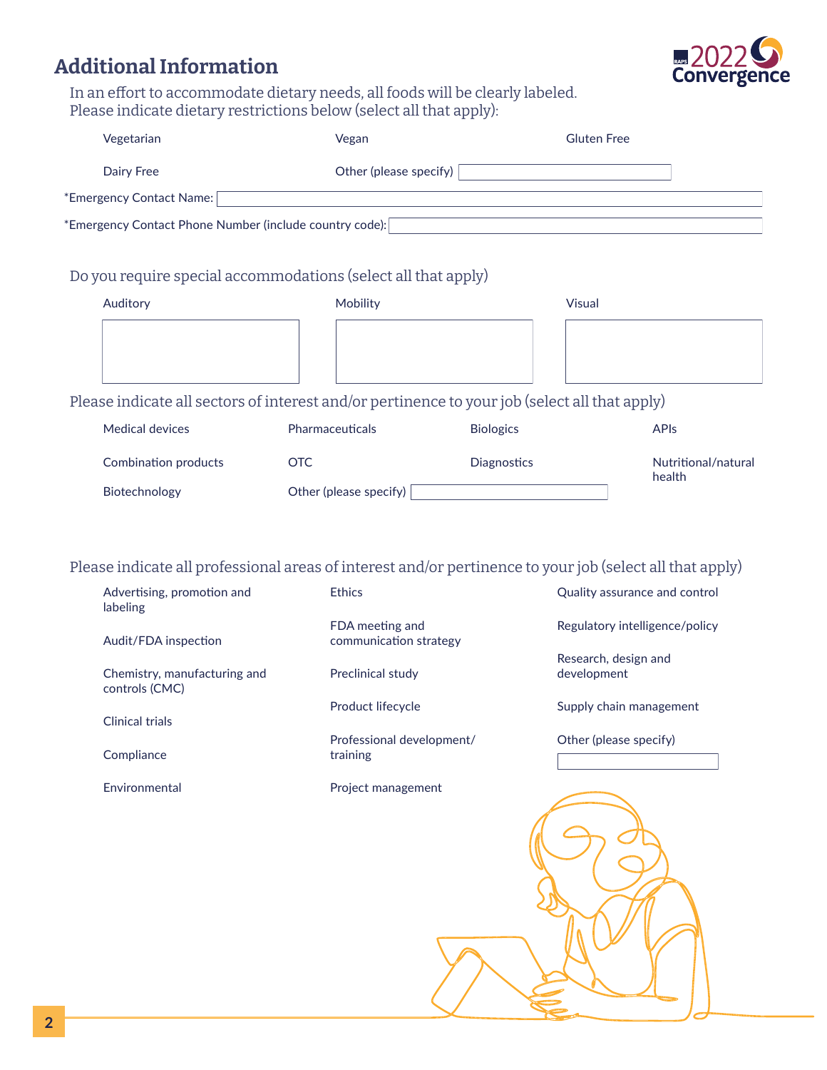## Additional Information

In an effort to accommodate dietary needs, all foods will be clearly labeled.
Please indicate dietary restrictions below (select all that apply):

- Vegetarian
- Vegan
- Gluten Free
- Dairy Free
- Other (please specify) ______

*Emergency Contact Name: ______

*Emergency Contact Phone Number (include country code): ______

Do you require special accommodations (select all that apply)

- Auditory
- Mobility
- Visual

Please indicate all sectors of interest and/or pertinence to your job (select all that apply)

- Medical devices
- Pharmaceuticals
- Biologics
- APIs
- Combination products
- OTC
- Diagnostics
- Nutritional/natural health
- Biotechnology
- Other (please specify) ______

Please indicate all professional areas of interest and/or pertinence to your job (select all that apply)

- Advertising, promotion and labeling
- Audit/FDA inspection
- Chemistry, manufacturing and controls (CMC)
- Clinical trials
- Compliance
- Environmental
- Ethics
- FDA meeting and communication strategy
- Preclinical study
- Product lifecycle
- Professional development/training
- Project management
- Quality assurance and control
- Regulatory intelligence/policy
- Research, design and development
- Supply chain management
- Other (please specify) ______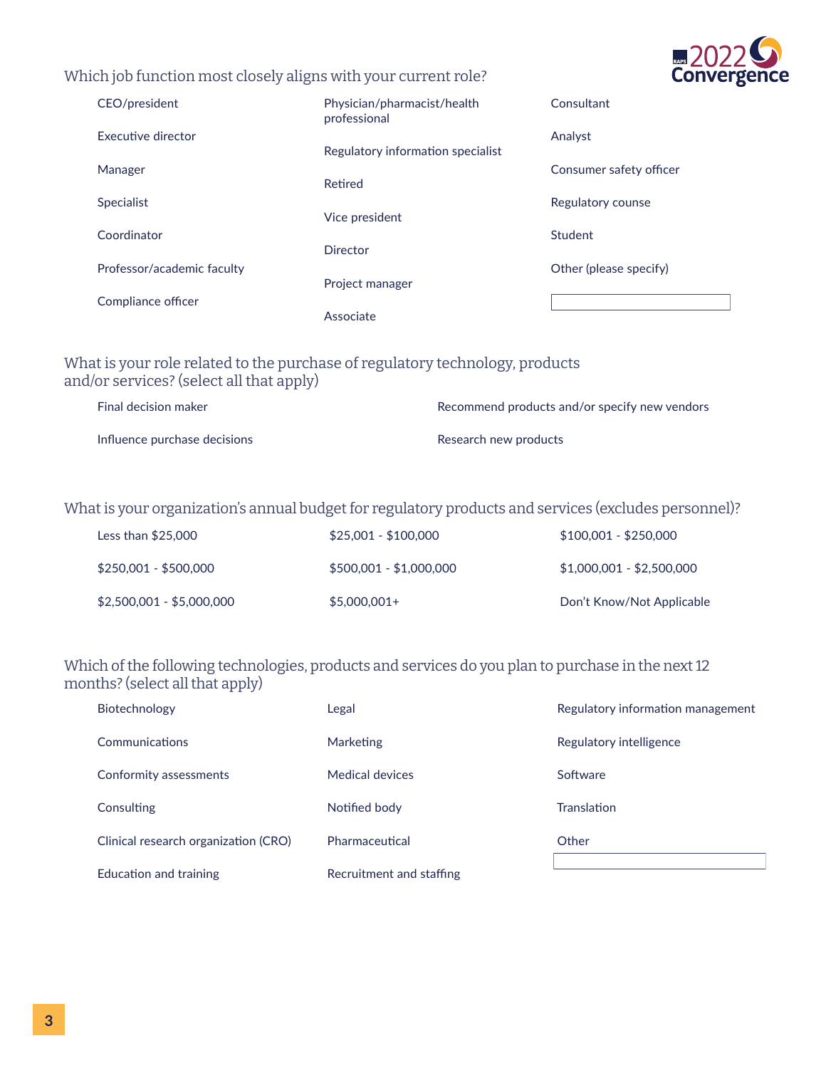Which job function most closely aligns with your current role?

- CEO/president
- Executive director
- Manager
- Specialist
- Coordinator
- Professor/academic faculty
- Compliance officer
- Physician/pharmacist/health professional
- Regulatory information specialist
- Retired
- Vice president
- Director
- Project manager
- Associate
- Consultant
- Analyst
- Consumer safety officer
- Regulatory counse
- Student
- Other (please specify)

What is your role related to the purchase of regulatory technology, products and/or services? (select all that apply)

- Final decision maker
- Influence purchase decisions
- Recommend products and/or specify new vendors
- Research new products

What is your organization's annual budget for regulatory products and services (excludes personnel)?

- Less than $25,000
- $25,001 - $100,000
- $100,001 - $250,000
- $250,001 - $500,000
- $500,001 - $1,000,000
- $1,000,001 - $2,500,000
- $2,500,001 - $5,000,000
- $5,000,001+
- Don't Know/Not Applicable

Which of the following technologies, products and services do you plan to purchase in the next 12 months? (select all that apply)

- Biotechnology
- Communications
- Conformity assessments
- Consulting
- Clinical research organization (CRO)
- Education and training
- Legal
- Marketing
- Medical devices
- Notified body
- Pharmaceutical
- Recruitment and staffing
- Regulatory information management
- Regulatory intelligence
- Software
- Translation
- Other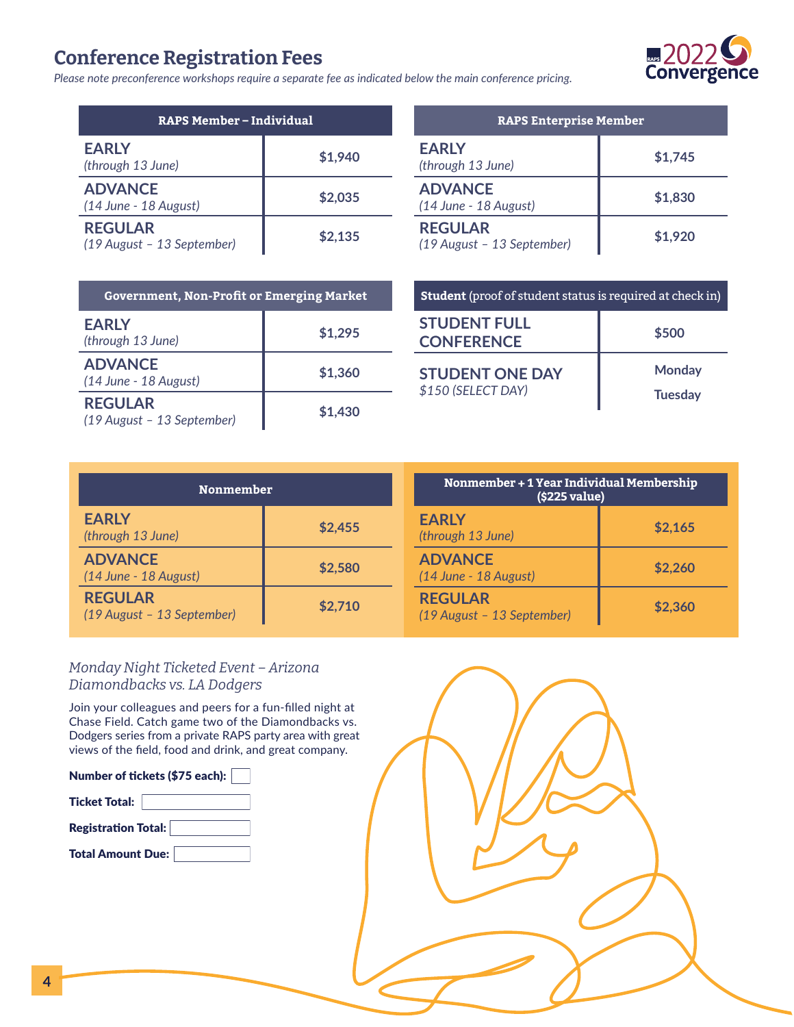# Conference Registration Fees

*Please note preconference workshops require a separate fee as indicated below the main conference pricing.*

| RAPS Member – Individual | |
|---|---|
| **EARLY** *(through 13 June)* | $1,940 |
| **ADVANCE** *(14 June - 18 August)* | $2,035 |
| **REGULAR** *(19 August – 13 September)* | $2,135 |

| RAPS Enterprise Member | |
|---|---|
| **EARLY** *(through 13 June)* | $1,745 |
| **ADVANCE** *(14 June - 18 August)* | $1,830 |
| **REGULAR** *(19 August – 13 September)* | $1,920 |

| Government, Non-Profit or Emerging Market | |
|---|---|
| **EARLY** *(through 13 June)* | $1,295 |
| **ADVANCE** *(14 June - 18 August)* | $1,360 |
| **REGULAR** *(19 August – 13 September)* | $1,430 |

| **Student** (proof of student status is required at check in) | |
|---|---|
| **STUDENT FULL CONFERENCE** | $500 |
| **STUDENT ONE DAY** *$150 (SELECT DAY)* | Monday<br>Tuesday |

| Nonmember | |
|---|---|
| **EARLY** *(through 13 June)* | $2,455 |
| **ADVANCE** *(14 June - 18 August)* | $2,580 |
| **REGULAR** *(19 August – 13 September)* | $2,710 |

| Nonmember + 1 Year Individual Membership ($225 value) | |
|---|---|
| **EARLY** *(through 13 June)* | $2,165 |
| **ADVANCE** *(14 June - 18 August)* | $2,260 |
| **REGULAR** *(19 August – 13 September)* | $2,360 |

### *Monday Night Ticketed Event – Arizona Diamondbacks vs. LA Dodgers*

Join your colleagues and peers for a fun-filled night at Chase Field. Catch game two of the Diamondbacks vs. Dodgers series from a private RAPS party area with great views of the field, food and drink, and great company.

**Number of tickets ($75 each):** ____

**Ticket Total:** ____

**Registration Total:** ____

**Total Amount Due:** ____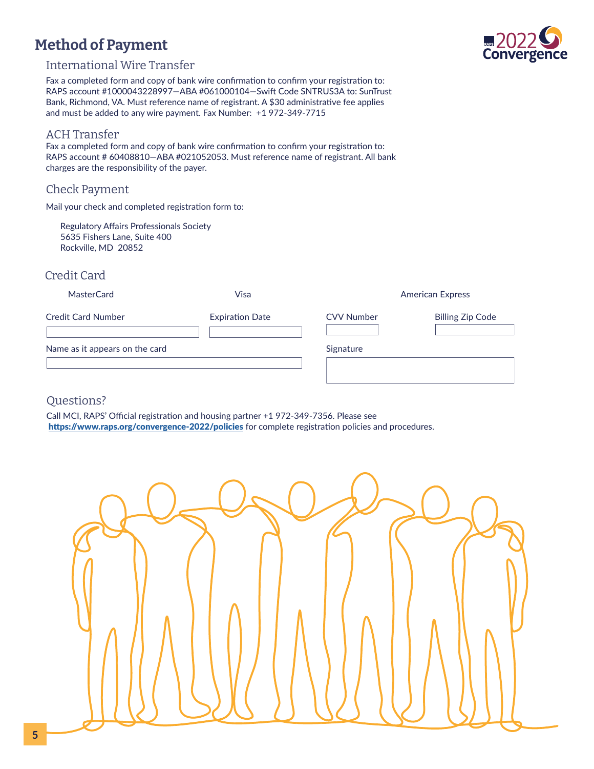# Method of Payment

## International Wire Transfer

Fax a completed form and copy of bank wire confirmation to confirm your registration to: RAPS account #1000043228997—ABA #061000104—Swift Code SNTRUS3A to: SunTrust Bank, Richmond, VA. Must reference name of registrant. A $30 administrative fee applies and must be added to any wire payment. Fax Number: +1 972-349-7715

## ACH Transfer

Fax a completed form and copy of bank wire confirmation to confirm your registration to: RAPS account # 60408810—ABA #021052053. Must reference name of registrant. All bank charges are the responsibility of the payer.

## Check Payment

Mail your check and completed registration form to:

Regulatory Affairs Professionals Society
5635 Fishers Lane, Suite 400
Rockville, MD 20852

## Credit Card

MasterCard    Visa    American Express

Credit Card Number

Expiration Date

CVV Number

Billing Zip Code

Name as it appears on the card

Signature

## Questions?

Call MCI, RAPS' Official registration and housing partner +1 972-349-7356. Please see https://www.raps.org/convergence-2022/policies for complete registration policies and procedures.